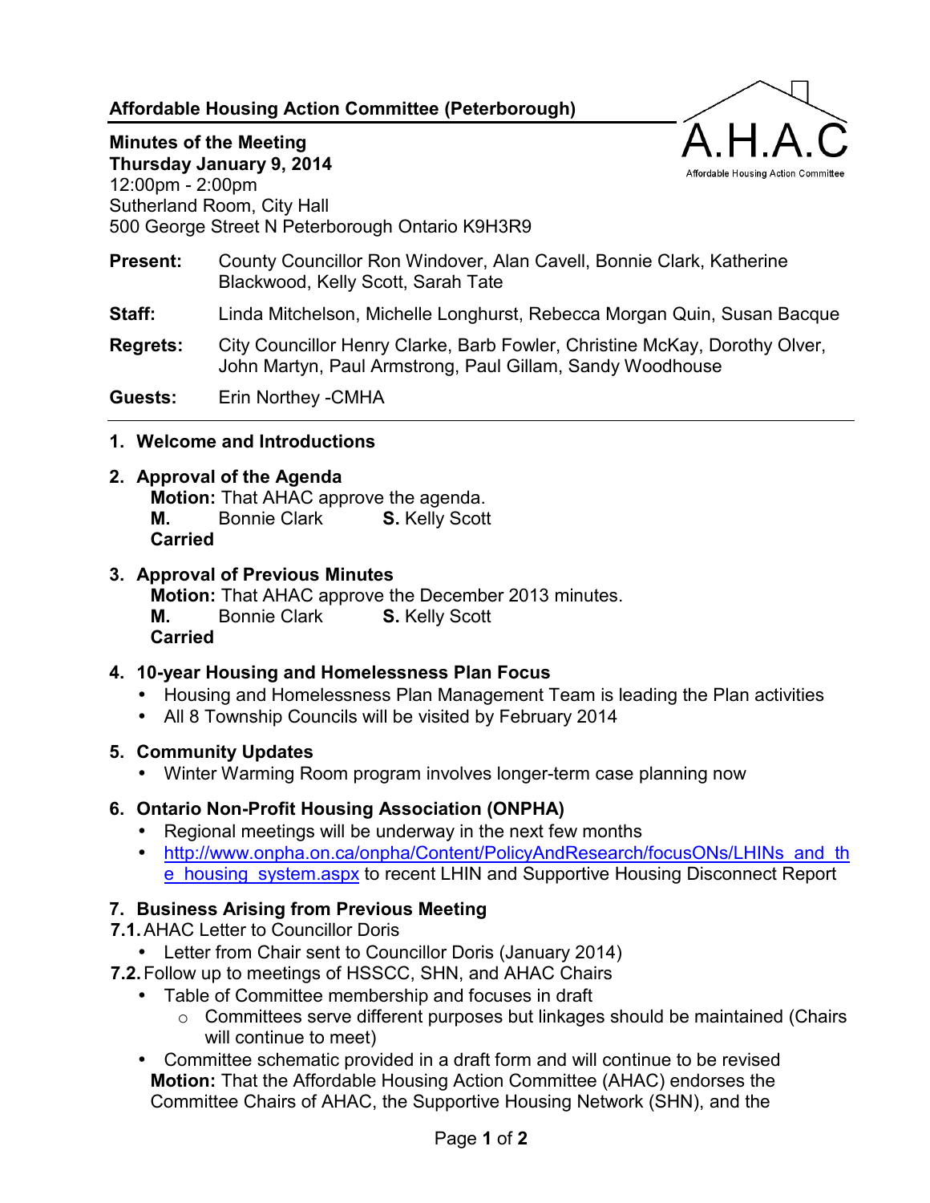# Affordable Housing Action Committee (Peterborough)

**Minutes of the Meeting**
**Thursday January 9, 2014**
12:00pm - 2:00pm
Sutherland Room, City Hall
500 George Street N Peterborough Ontario K9H3R9

**Present:** County Councillor Ron Windover, Alan Cavell, Bonnie Clark, Katherine Blackwood, Kelly Scott, Sarah Tate

**Staff:** Linda Mitchelson, Michelle Longhurst, Rebecca Morgan Quin, Susan Bacque

**Regrets:** City Councillor Henry Clarke, Barb Fowler, Christine McKay, Dorothy Olver, John Martyn, Paul Armstrong, Paul Gillam, Sandy Woodhouse

**Guests:** Erin Northey -CMHA

---

## 1. Welcome and Introductions

## 2. Approval of the Agenda

**Motion:** That AHAC approve the agenda.
**M.** Bonnie Clark **S.** Kelly Scott
**Carried**

## 3. Approval of Previous Minutes

**Motion:** That AHAC approve the December 2013 minutes.
**M.** Bonnie Clark **S.** Kelly Scott
**Carried**

## 4. 10-year Housing and Homelessness Plan Focus

- Housing and Homelessness Plan Management Team is leading the Plan activities
- All 8 Township Councils will be visited by February 2014

## 5. Community Updates

- Winter Warming Room program involves longer-term case planning now

## 6. Ontario Non-Profit Housing Association (ONPHA)

- Regional meetings will be underway in the next few months
- http://www.onpha.on.ca/onpha/Content/PolicyAndResearch/focusONs/LHINs_and_the_housing_system.aspx to recent LHIN and Supportive Housing Disconnect Report

## 7. Business Arising from Previous Meeting

**7.1.** AHAC Letter to Councillor Doris

- Letter from Chair sent to Councillor Doris (January 2014)

**7.2.** Follow up to meetings of HSSCC, SHN, and AHAC Chairs

- Table of Committee membership and focuses in draft
  - Committees serve different purposes but linkages should be maintained (Chairs will continue to meet)
- Committee schematic provided in a draft form and will continue to be revised

**Motion:** That the Affordable Housing Action Committee (AHAC) endorses the Committee Chairs of AHAC, the Supportive Housing Network (SHN), and the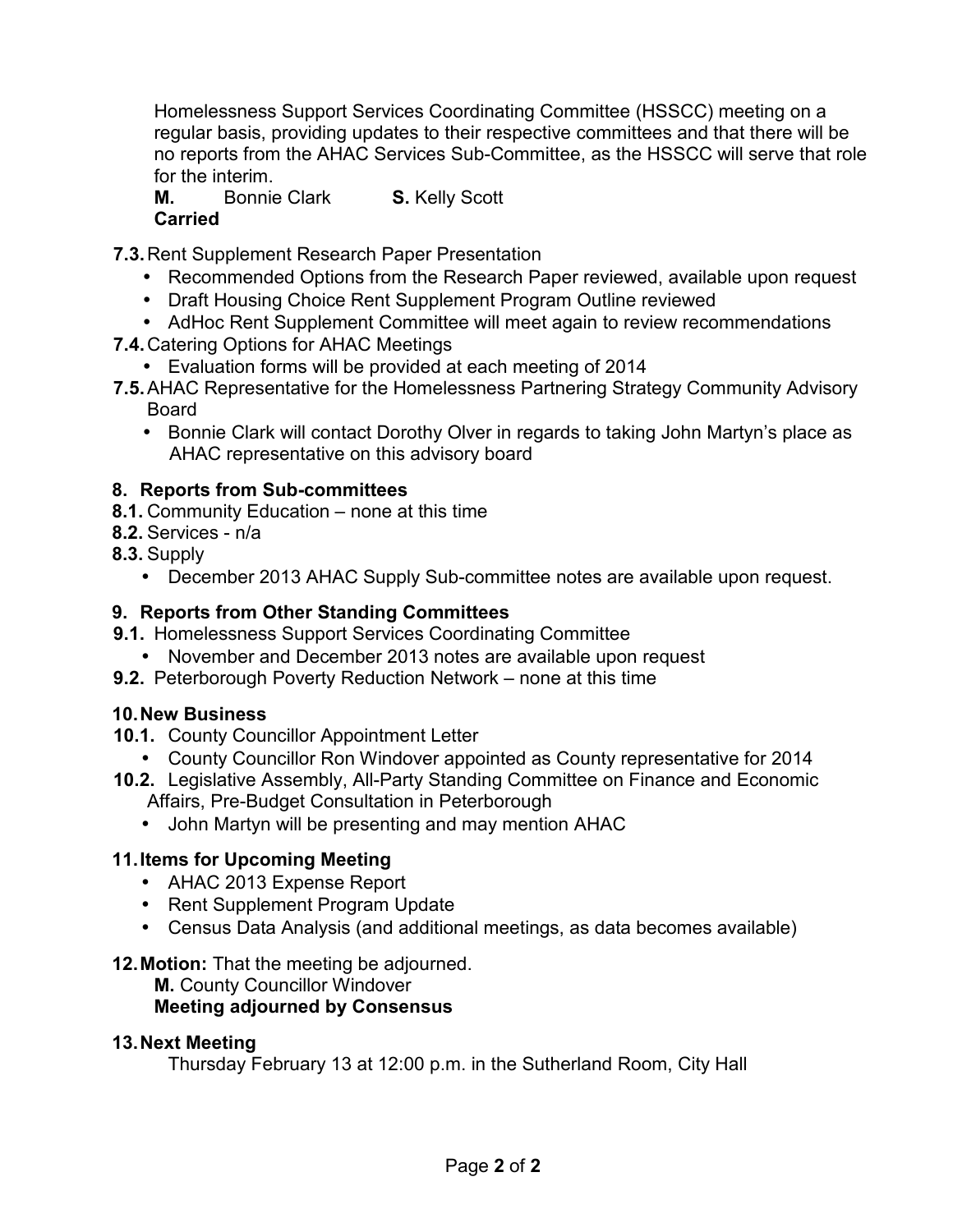Homelessness Support Services Coordinating Committee (HSSCC) meeting on a regular basis, providing updates to their respective committees and that there will be no reports from the AHAC Services Sub-Committee, as the HSSCC will serve that role for the interim.

**M.** Bonnie Clark **S.** Kelly Scott
**Carried**

**7.3.** Rent Supplement Research Paper Presentation

- Recommended Options from the Research Paper reviewed, available upon request
- Draft Housing Choice Rent Supplement Program Outline reviewed
- AdHoc Rent Supplement Committee will meet again to review recommendations

**7.4.** Catering Options for AHAC Meetings

- Evaluation forms will be provided at each meeting of 2014

**7.5.** AHAC Representative for the Homelessness Partnering Strategy Community Advisory Board

- Bonnie Clark will contact Dorothy Olver in regards to taking John Martyn's place as AHAC representative on this advisory board

## 8. Reports from Sub-committees

**8.1.** Community Education – none at this time

**8.2.** Services - n/a

**8.3.** Supply

- December 2013 AHAC Supply Sub-committee notes are available upon request.

## 9. Reports from Other Standing Committees

**9.1.** Homelessness Support Services Coordinating Committee

- November and December 2013 notes are available upon request

**9.2.** Peterborough Poverty Reduction Network – none at this time

## 10. New Business

**10.1.** County Councillor Appointment Letter

- County Councillor Ron Windover appointed as County representative for 2014

**10.2.** Legislative Assembly, All-Party Standing Committee on Finance and Economic Affairs, Pre-Budget Consultation in Peterborough

- John Martyn will be presenting and may mention AHAC

## 11. Items for Upcoming Meeting

- AHAC 2013 Expense Report
- Rent Supplement Program Update
- Census Data Analysis (and additional meetings, as data becomes available)

## 12. Motion: That the meeting be adjourned.

**M.** County Councillor Windover
**Meeting adjourned by Consensus**

## 13. Next Meeting

Thursday February 13 at 12:00 p.m. in the Sutherland Room, City Hall